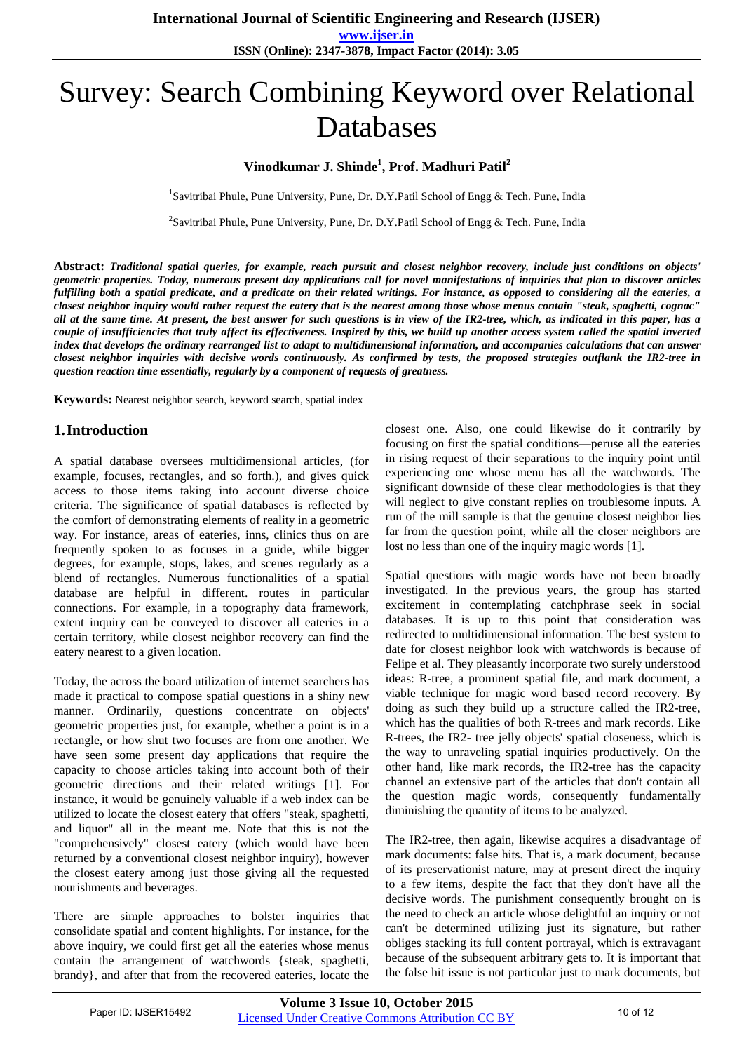# Survey: Search Combining Keyword over Relational Databases

**Vinodkumar J. Shinde[1], Prof. Madhuri Patil[2]**

[1]Savitribai Phule, Pune University, Pune, Dr. D.Y.Patil School of Engg & Tech. Pune, India

[2]Savitribai Phule, Pune University, Pune, Dr. D.Y.Patil School of Engg & Tech. Pune, India

**Abstract:** ***Traditional spatial queries, for example, reach pursuit and closest neighbor recovery, include just conditions on objects' geometric properties. Today, numerous present day applications call for novel manifestations of inquiries that plan to discover articles fulfilling both a spatial predicate, and a predicate on their related writings. For instance, as opposed to considering all the eateries, a closest neighbor inquiry would rather request the eatery that is the nearest among those whose menus contain "steak, spaghetti, cognac" all at the same time. At present, the best answer for such questions is in view of the IR2-tree, which, as indicated in this paper, has a couple of insufficiencies that truly affect its effectiveness. Inspired by this, we build up another access system called the spatial inverted index that develops the ordinary rearranged list to adapt to multidimensional information, and accompanies calculations that can answer closest neighbor inquiries with decisive words continuously. As confirmed by tests, the proposed strategies outflank the IR2-tree in question reaction time essentially, regularly by a component of requests of greatness.***

**Keywords:** Nearest neighbor search, keyword search, spatial index

## 1. Introduction

A spatial database oversees multidimensional articles, (for example, focuses, rectangles, and so forth.), and gives quick access to those items taking into account diverse choice criteria. The significance of spatial databases is reflected by the comfort of demonstrating elements of reality in a geometric way. For instance, areas of eateries, inns, clinics thus on are frequently spoken to as focuses in a guide, while bigger degrees, for example, stops, lakes, and scenes regularly as a blend of rectangles. Numerous functionalities of a spatial database are helpful in different. routes in particular connections. For example, in a topography data framework, extent inquiry can be conveyed to discover all eateries in a certain territory, while closest neighbor recovery can find the eatery nearest to a given location.

Today, the across the board utilization of internet searchers has made it practical to compose spatial questions in a shiny new manner. Ordinarily, questions concentrate on objects' geometric properties just, for example, whether a point is in a rectangle, or how shut two focuses are from one another. We have seen some present day applications that require the capacity to choose articles taking into account both of their geometric directions and their related writings [1]. For instance, it would be genuinely valuable if a web index can be utilized to locate the closest eatery that offers "steak, spaghetti, and liquor" all in the meant me. Note that this is not the "comprehensively" closest eatery (which would have been returned by a conventional closest neighbor inquiry), however the closest eatery among just those giving all the requested nourishments and beverages.

There are simple approaches to bolster inquiries that consolidate spatial and content highlights. For instance, for the above inquiry, we could first get all the eateries whose menus contain the arrangement of watchwords {steak, spaghetti, brandy}, and after that from the recovered eateries, locate the closest one. Also, one could likewise do it contrarily by focusing on first the spatial conditions—peruse all the eateries in rising request of their separations to the inquiry point until experiencing one whose menu has all the watchwords. The significant downside of these clear methodologies is that they will neglect to give constant replies on troublesome inputs. A run of the mill sample is that the genuine closest neighbor lies far from the question point, while all the closer neighbors are lost no less than one of the inquiry magic words [1].

Spatial questions with magic words have not been broadly investigated. In the previous years, the group has started excitement in contemplating catchphrase seek in social databases. It is up to this point that consideration was redirected to multidimensional information. The best system to date for closest neighbor look with watchwords is because of Felipe et al. They pleasantly incorporate two surely understood ideas: R-tree, a prominent spatial file, and mark document, a viable technique for magic word based record recovery. By doing as such they build up a structure called the IR2-tree, which has the qualities of both R-trees and mark records. Like R-trees, the IR2- tree jelly objects' spatial closeness, which is the way to unraveling spatial inquiries productively. On the other hand, like mark records, the IR2-tree has the capacity channel an extensive part of the articles that don't contain all the question magic words, consequently fundamentally diminishing the quantity of items to be analyzed.

The IR2-tree, then again, likewise acquires a disadvantage of mark documents: false hits. That is, a mark document, because of its preservationist nature, may at present direct the inquiry to a few items, despite the fact that they don't have all the decisive words. The punishment consequently brought on is the need to check an article whose delightful an inquiry or not can't be determined utilizing just its signature, but rather obliges stacking its full content portrayal, which is extravagant because of the subsequent arbitrary gets to. It is important that the false hit issue is not particular just to mark documents, but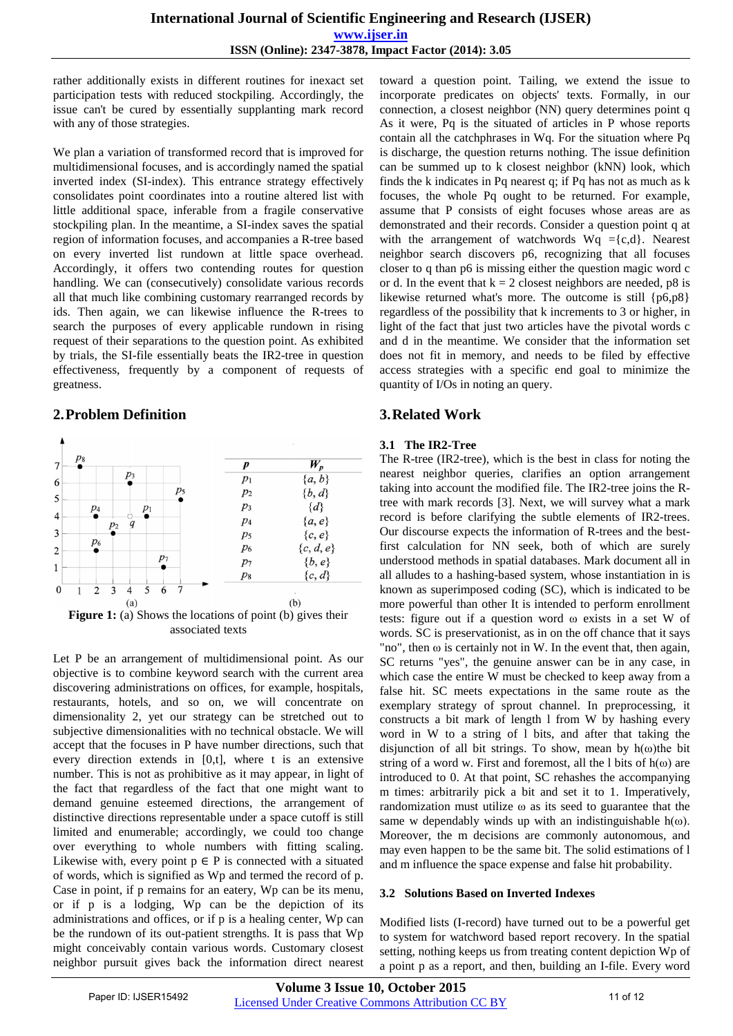rather additionally exists in different routines for inexact set participation tests with reduced stockpiling. Accordingly, the issue can't be cured by essentially supplanting mark record with any of those strategies.

We plan a variation of transformed record that is improved for multidimensional focuses, and is accordingly named the spatial inverted index (SI-index). This entrance strategy effectively consolidates point coordinates into a routine altered list with little additional space, inferable from a fragile conservative stockpiling plan. In the meantime, a SI-index saves the spatial region of information focuses, and accompanies a R-tree based on every inverted list rundown at little space overhead. Accordingly, it offers two contending routes for question handling. We can (consecutively) consolidate various records all that much like combining customary rearranged records by ids. Then again, we can likewise influence the R-trees to search the purposes of every applicable rundown in rising request of their separations to the question point. As exhibited by trials, the SI-file essentially beats the IR2-tree in question effectiveness, frequently by a component of requests of greatness.

## 2. Problem Definition

| $p$ | $W_p$ |
|---|---|
| $p_1$ | {a, b} |
| $p_2$ | {b, d} |
| $p_3$ | {d} |
| $p_4$ | {a, e} |
| $p_5$ | {c, e} |
| $p_6$ | {c, d, e} |
| $p_7$ | {b, e} |
| $p_8$ | {c, d} |

**Figure 1:** (a) Shows the locations of point (b) gives their associated texts

Let P be an arrangement of multidimensional point. As our objective is to combine keyword search with the current area discovering administrations on offices, for example, hospitals, restaurants, hotels, and so on, we will concentrate on dimensionality 2, yet our strategy can be stretched out to subjective dimensionalities with no technical obstacle. We will accept that the focuses in P have number directions, such that every direction extends in [0,t], where t is an extensive number. This is not as prohibitive as it may appear, in light of the fact that regardless of the fact that one might want to demand genuine esteemed directions, the arrangement of distinctive directions representable under a space cutoff is still limited and enumerable; accordingly, we could too change over everything to whole numbers with fitting scaling. Likewise with, every point $p \in P$ is connected with a situated of words, which is signified as Wp and termed the record of p. Case in point, if p remains for an eatery, Wp can be its menu, or if p is a lodging, Wp can be the depiction of its administrations and offices, or if p is a healing center, Wp can be the rundown of its out-patient strengths. It is pass that Wp might conceivably contain various words. Customary closest neighbor pursuit gives back the information direct nearest toward a question point. Tailing, we extend the issue to incorporate predicates on objects' texts. Formally, in our connection, a closest neighbor (NN) query determines point q As it were, Pq is the situated of articles in P whose reports contain all the catchphrases in Wq. For the situation where Pq is discharge, the question returns nothing. The issue definition can be summed up to k closest neighbor (kNN) look, which finds the k indicates in Pq nearest q; if Pq has not as much as k focuses, the whole Pq ought to be returned. For example, assume that P consists of eight focuses whose areas are as demonstrated and their records. Consider a question point q at with the arrangement of watchwords Wq ={c,d}. Nearest neighbor search discovers p6, recognizing that all focuses closer to q than p6 is missing either the question magic word c or d. In the event that k = 2 closest neighbors are needed, p8 is likewise returned what's more. The outcome is still {p6,p8} regardless of the possibility that k increments to 3 or higher, in light of the fact that just two articles have the pivotal words c and d in the meantime. We consider that the information set does not fit in memory, and needs to be filed by effective access strategies with a specific end goal to minimize the quantity of I/Os in noting an query.

## 3. Related Work

### 3.1 The IR2-Tree

The R-tree (IR2-tree), which is the best in class for noting the nearest neighbor queries, clarifies an option arrangement taking into account the modified file. The IR2-tree joins the R-tree with mark records [3]. Next, we will survey what a mark record is before clarifying the subtle elements of IR2-trees. Our discourse expects the information of R-trees and the best-first calculation for NN seek, both of which are surely understood methods in spatial databases. Mark document all in all alludes to a hashing-based system, whose instantiation in is known as superimposed coding (SC), which is indicated to be more powerful than other It is intended to perform enrollment tests: figure out if a query word ω exists in a set W of words. SC is preservationist, as in on the off chance that it says "no", then ω is certainly not in W. In the event that, then again, SC returns "yes", the genuine answer can be in any case, in which case the entire W must be checked to keep away from a false hit. SC meets expectations in the same route as the exemplary strategy of sprout channel. In preprocessing, it constructs a bit mark of length l from W by hashing every word in W to a string of l bits, and after that taking the disjunction of all bit strings. To show, mean by h(ω)the bit string of a word w. First and foremost, all the l bits of h(ω) are introduced to 0. At that point, SC rehashes the accompanying m times: arbitrarily pick a bit and set it to 1. Imperatively, randomization must utilize ω as its seed to guarantee that the same w dependably winds up with an indistinguishable h(ω). Moreover, the m decisions are commonly autonomous, and may even happen to be the same bit. The solid estimations of l and m influence the space expense and false hit probability.

### 3.2 Solutions Based on Inverted Indexes

Modified lists (I-record) have turned out to be a powerful get to system for watchword based report recovery. In the spatial setting, nothing keeps us from treating content depiction Wp of a point p as a report, and then, building an I-file. Every word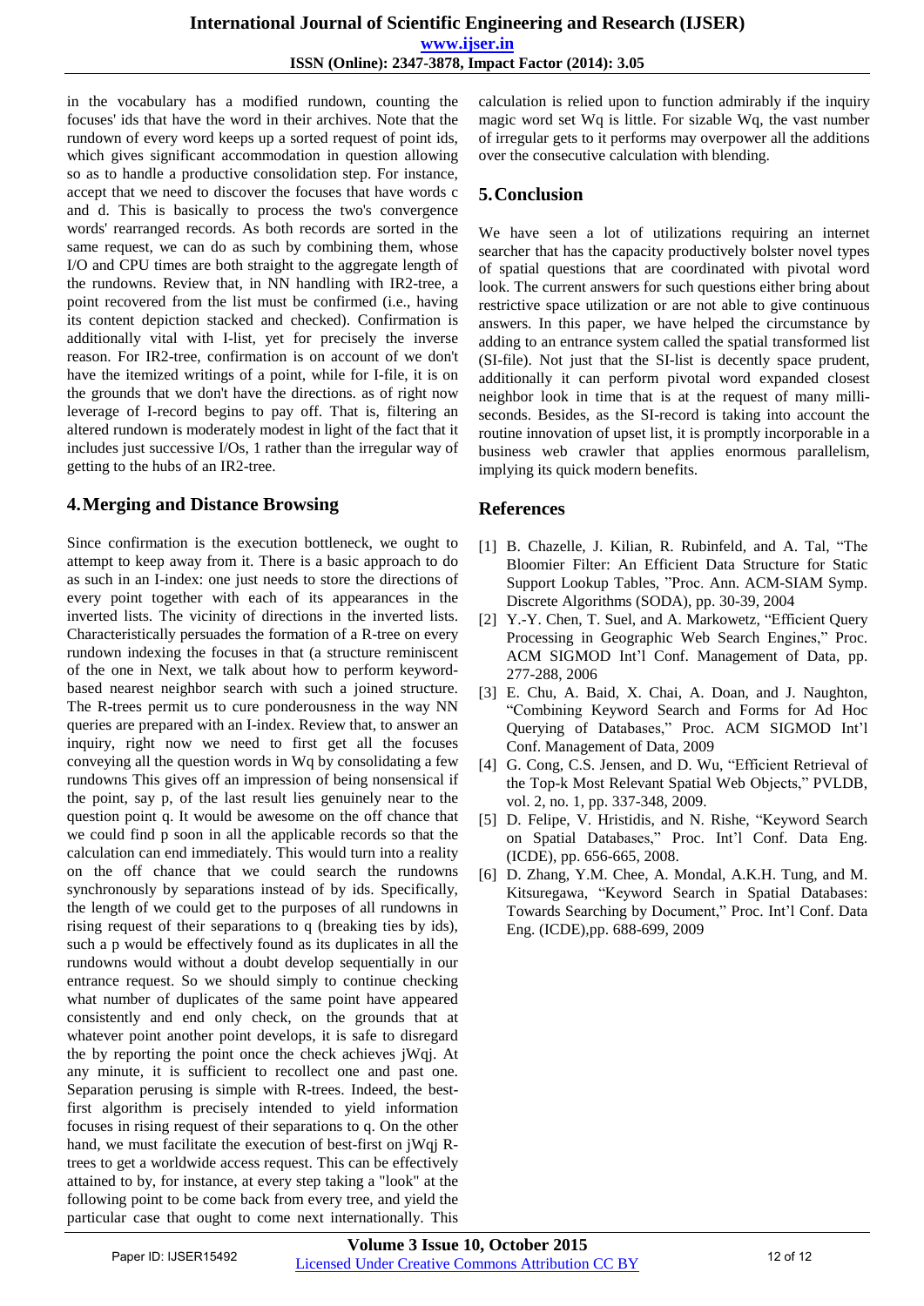in the vocabulary has a modified rundown, counting the focuses' ids that have the word in their archives. Note that the rundown of every word keeps up a sorted request of point ids, which gives significant accommodation in question allowing so as to handle a productive consolidation step. For instance, accept that we need to discover the focuses that have words c and d. This is basically to process the two's convergence words' rearranged records. As both records are sorted in the same request, we can do as such by combining them, whose I/O and CPU times are both straight to the aggregate length of the rundowns. Review that, in NN handling with IR2-tree, a point recovered from the list must be confirmed (i.e., having its content depiction stacked and checked). Confirmation is additionally vital with I-list, yet for precisely the inverse reason. For IR2-tree, confirmation is on account of we don't have the itemized writings of a point, while for I-file, it is on the grounds that we don't have the directions. as of right now leverage of I-record begins to pay off. That is, filtering an altered rundown is moderately modest in light of the fact that it includes just successive I/Os, 1 rather than the irregular way of getting to the hubs of an IR2-tree.

## 4. Merging and Distance Browsing

Since confirmation is the execution bottleneck, we ought to attempt to keep away from it. There is a basic approach to do as such in an I-index: one just needs to store the directions of every point together with each of its appearances in the inverted lists. The vicinity of directions in the inverted lists. Characteristically persuades the formation of a R-tree on every rundown indexing the focuses in that (a structure reminiscent of the one in Next, we talk about how to perform keyword-based nearest neighbor search with such a joined structure. The R-trees permit us to cure ponderousness in the way NN queries are prepared with an I-index. Review that, to answer an inquiry, right now we need to first get all the focuses conveying all the question words in Wq by consolidating a few rundowns This gives off an impression of being nonsensical if the point, say p, of the last result lies genuinely near to the question point q. It would be awesome on the off chance that we could find p soon in all the applicable records so that the calculation can end immediately. This would turn into a reality on the off chance that we could search the rundowns synchronously by separations instead of by ids. Specifically, the length of we could get to the purposes of all rundowns in rising request of their separations to q (breaking ties by ids), such a p would be effectively found as its duplicates in all the rundowns would without a doubt develop sequentially in our entrance request. So we should simply to continue checking what number of duplicates of the same point have appeared consistently and end only check, on the grounds that at whatever point another point develops, it is safe to disregard the by reporting the point once the check achieves jWqj. At any minute, it is sufficient to recollect one and past one. Separation perusing is simple with R-trees. Indeed, the best-first algorithm is precisely intended to yield information focuses in rising request of their separations to q. On the other hand, we must facilitate the execution of best-first on jWqj R-trees to get a worldwide access request. This can be effectively attained to by, for instance, at every step taking a "look" at the following point to be come back from every tree, and yield the particular case that ought to come next internationally. This calculation is relied upon to function admirably if the inquiry magic word set Wq is little. For sizable Wq, the vast number of irregular gets to it performs may overpower all the additions over the consecutive calculation with blending.

## 5. Conclusion

We have seen a lot of utilizations requiring an internet searcher that has the capacity productively bolster novel types of spatial questions that are coordinated with pivotal word look. The current answers for such questions either bring about restrictive space utilization or are not able to give continuous answers. In this paper, we have helped the circumstance by adding to an entrance system called the spatial transformed list (SI-file). Not just that the SI-list is decently space prudent, additionally it can perform pivotal word expanded closest neighbor look in time that is at the request of many milli-seconds. Besides, as the SI-record is taking into account the routine innovation of upset list, it is promptly incorporable in a business web crawler that applies enormous parallelism, implying its quick modern benefits.

## References

[1] B. Chazelle, J. Kilian, R. Rubinfeld, and A. Tal, "The Bloomier Filter: An Efficient Data Structure for Static Support Lookup Tables, "Proc. Ann. ACM-SIAM Symp. Discrete Algorithms (SODA), pp. 30-39, 2004

[2] Y.-Y. Chen, T. Suel, and A. Markowetz, "Efficient Query Processing in Geographic Web Search Engines," Proc. ACM SIGMOD Int'l Conf. Management of Data, pp. 277-288, 2006

[3] E. Chu, A. Baid, X. Chai, A. Doan, and J. Naughton, "Combining Keyword Search and Forms for Ad Hoc Querying of Databases," Proc. ACM SIGMOD Int'l Conf. Management of Data, 2009

[4] G. Cong, C.S. Jensen, and D. Wu, "Efficient Retrieval of the Top-k Most Relevant Spatial Web Objects," PVLDB, vol. 2, no. 1, pp. 337-348, 2009.

[5] D. Felipe, V. Hristidis, and N. Rishe, "Keyword Search on Spatial Databases," Proc. Int'l Conf. Data Eng. (ICDE), pp. 656-665, 2008.

[6] D. Zhang, Y.M. Chee, A. Mondal, A.K.H. Tung, and M. Kitsuregawa, "Keyword Search in Spatial Databases: Towards Searching by Document," Proc. Int'l Conf. Data Eng. (ICDE),pp. 688-699, 2009